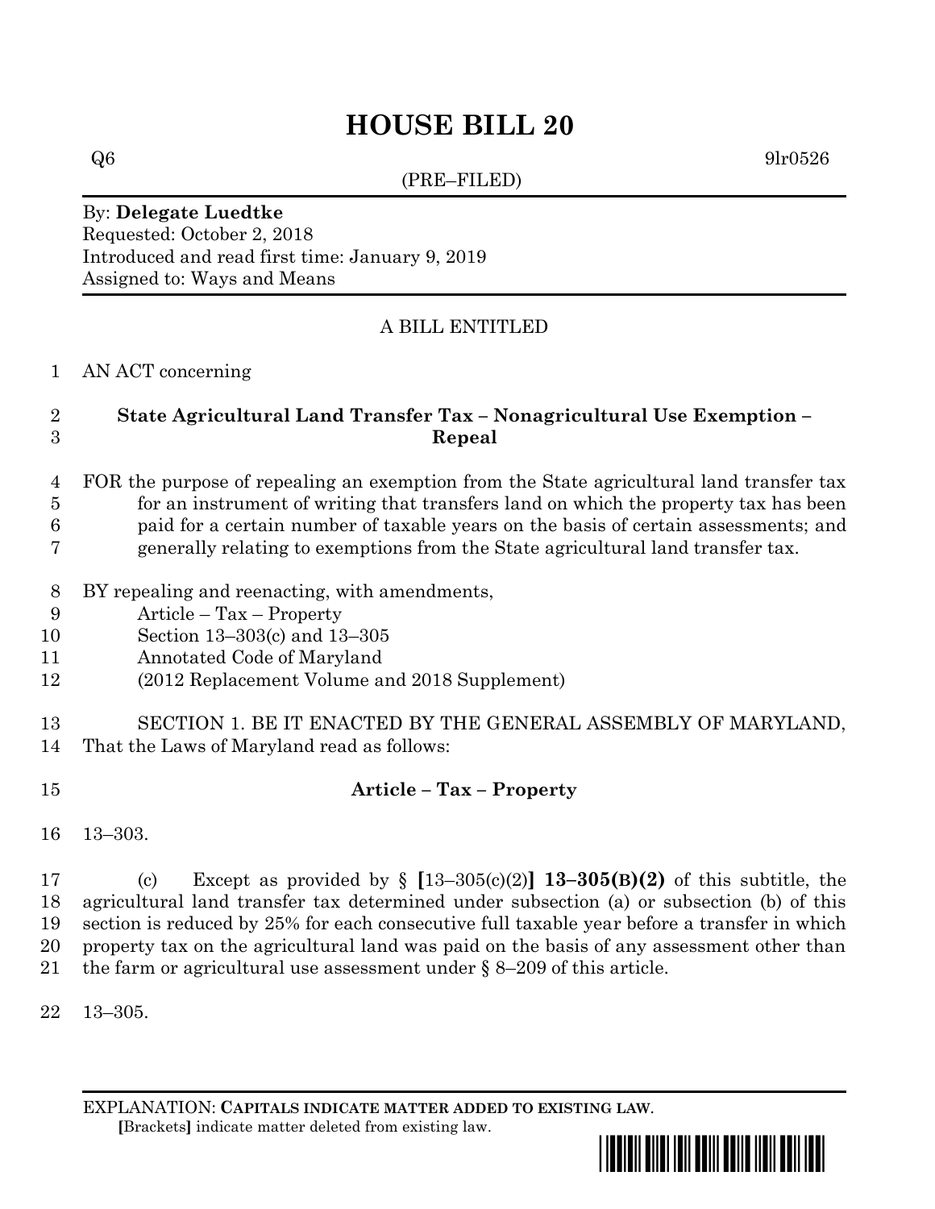# HOUSE BILL 20

Q6 9lr0526

(PRE–FILED)

By: **Delegate Luedtke**
Requested: October 2, 2018
Introduced and read first time: January 9, 2019
Assigned to: Ways and Means

A BILL ENTITLED

1 AN ACT concerning

2 **State Agricultural Land Transfer Tax – Nonagricultural Use Exemption –**
3 **Repeal**

4 FOR the purpose of repealing an exemption from the State agricultural land transfer tax
5 for an instrument of writing that transfers land on which the property tax has been
6 paid for a certain number of taxable years on the basis of certain assessments; and
7 generally relating to exemptions from the State agricultural land transfer tax.

8 BY repealing and reenacting, with amendments,
9 Article – Tax – Property
10 Section 13–303(c) and 13–305
11 Annotated Code of Maryland
12 (2012 Replacement Volume and 2018 Supplement)

13 SECTION 1. BE IT ENACTED BY THE GENERAL ASSEMBLY OF MARYLAND,
14 That the Laws of Maryland read as follows:

15 **Article – Tax – Property**

16 13–303.

17 (c) Except as provided by § [13–305(c)(2)] **13–305(B)(2)** of this subtitle, the
18 agricultural land transfer tax determined under subsection (a) or subsection (b) of this
19 section is reduced by 25% for each consecutive full taxable year before a transfer in which
20 property tax on the agricultural land was paid on the basis of any assessment other than
21 the farm or agricultural use assessment under § 8–209 of this article.

22 13–305.

EXPLANATION: **CAPITALS INDICATE MATTER ADDED TO EXISTING LAW.**
[Brackets] indicate matter deleted from existing law.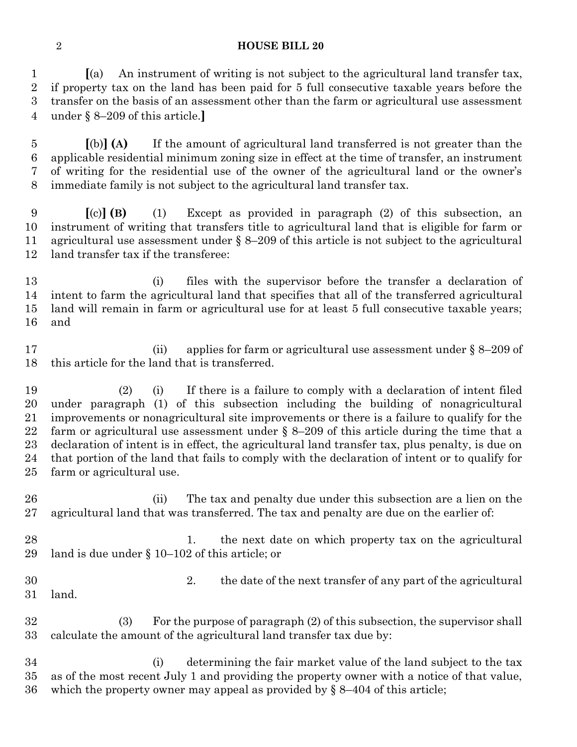**[**(a) An instrument of writing is not subject to the agricultural land transfer tax, if property tax on the land has been paid for 5 full consecutive taxable years before the transfer on the basis of an assessment other than the farm or agricultural use assessment under § 8–209 of this article.**]**

**[**(b)**] (A)** If the amount of agricultural land transferred is not greater than the applicable residential minimum zoning size in effect at the time of transfer, an instrument of writing for the residential use of the owner of the agricultural land or the owner's immediate family is not subject to the agricultural land transfer tax.

**[**(c)**] (B)** (1) Except as provided in paragraph (2) of this subsection, an instrument of writing that transfers title to agricultural land that is eligible for farm or agricultural use assessment under § 8–209 of this article is not subject to the agricultural land transfer tax if the transferee:

(i) files with the supervisor before the transfer a declaration of intent to farm the agricultural land that specifies that all of the transferred agricultural land will remain in farm or agricultural use for at least 5 full consecutive taxable years; and

(ii) applies for farm or agricultural use assessment under § 8–209 of this article for the land that is transferred.

(2) (i) If there is a failure to comply with a declaration of intent filed under paragraph (1) of this subsection including the building of nonagricultural improvements or nonagricultural site improvements or there is a failure to qualify for the farm or agricultural use assessment under § 8–209 of this article during the time that a declaration of intent is in effect, the agricultural land transfer tax, plus penalty, is due on that portion of the land that fails to comply with the declaration of intent or to qualify for farm or agricultural use.

(ii) The tax and penalty due under this subsection are a lien on the agricultural land that was transferred. The tax and penalty are due on the earlier of:

1. the next date on which property tax on the agricultural land is due under § 10–102 of this article; or

2. the date of the next transfer of any part of the agricultural land.

(3) For the purpose of paragraph (2) of this subsection, the supervisor shall calculate the amount of the agricultural land transfer tax due by:

(i) determining the fair market value of the land subject to the tax as of the most recent July 1 and providing the property owner with a notice of that value, which the property owner may appeal as provided by § 8–404 of this article;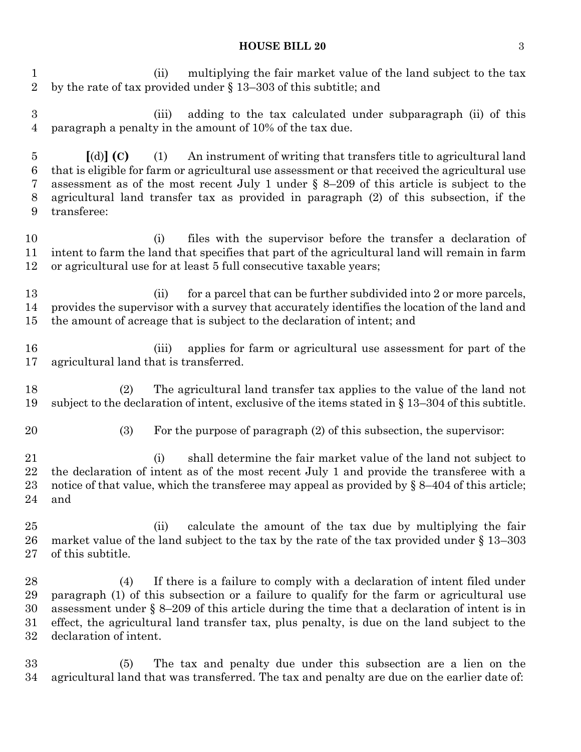(ii) multiplying the fair market value of the land subject to the tax by the rate of tax provided under § 13–303 of this subtitle; and

(iii) adding to the tax calculated under subparagraph (ii) of this paragraph a penalty in the amount of 10% of the tax due.

**[**(d)**] (C)** (1) An instrument of writing that transfers title to agricultural land that is eligible for farm or agricultural use assessment or that received the agricultural use assessment as of the most recent July 1 under § 8–209 of this article is subject to the agricultural land transfer tax as provided in paragraph (2) of this subsection, if the transferee:

(i) files with the supervisor before the transfer a declaration of intent to farm the land that specifies that part of the agricultural land will remain in farm or agricultural use for at least 5 full consecutive taxable years;

(ii) for a parcel that can be further subdivided into 2 or more parcels, provides the supervisor with a survey that accurately identifies the location of the land and the amount of acreage that is subject to the declaration of intent; and

(iii) applies for farm or agricultural use assessment for part of the agricultural land that is transferred.

(2) The agricultural land transfer tax applies to the value of the land not subject to the declaration of intent, exclusive of the items stated in § 13–304 of this subtitle.

(3) For the purpose of paragraph (2) of this subsection, the supervisor:

(i) shall determine the fair market value of the land not subject to the declaration of intent as of the most recent July 1 and provide the transferee with a notice of that value, which the transferee may appeal as provided by § 8–404 of this article; and

(ii) calculate the amount of the tax due by multiplying the fair market value of the land subject to the tax by the rate of the tax provided under § 13–303 of this subtitle.

(4) If there is a failure to comply with a declaration of intent filed under paragraph (1) of this subsection or a failure to qualify for the farm or agricultural use assessment under § 8–209 of this article during the time that a declaration of intent is in effect, the agricultural land transfer tax, plus penalty, is due on the land subject to the declaration of intent.

(5) The tax and penalty due under this subsection are a lien on the agricultural land that was transferred. The tax and penalty are due on the earlier date of: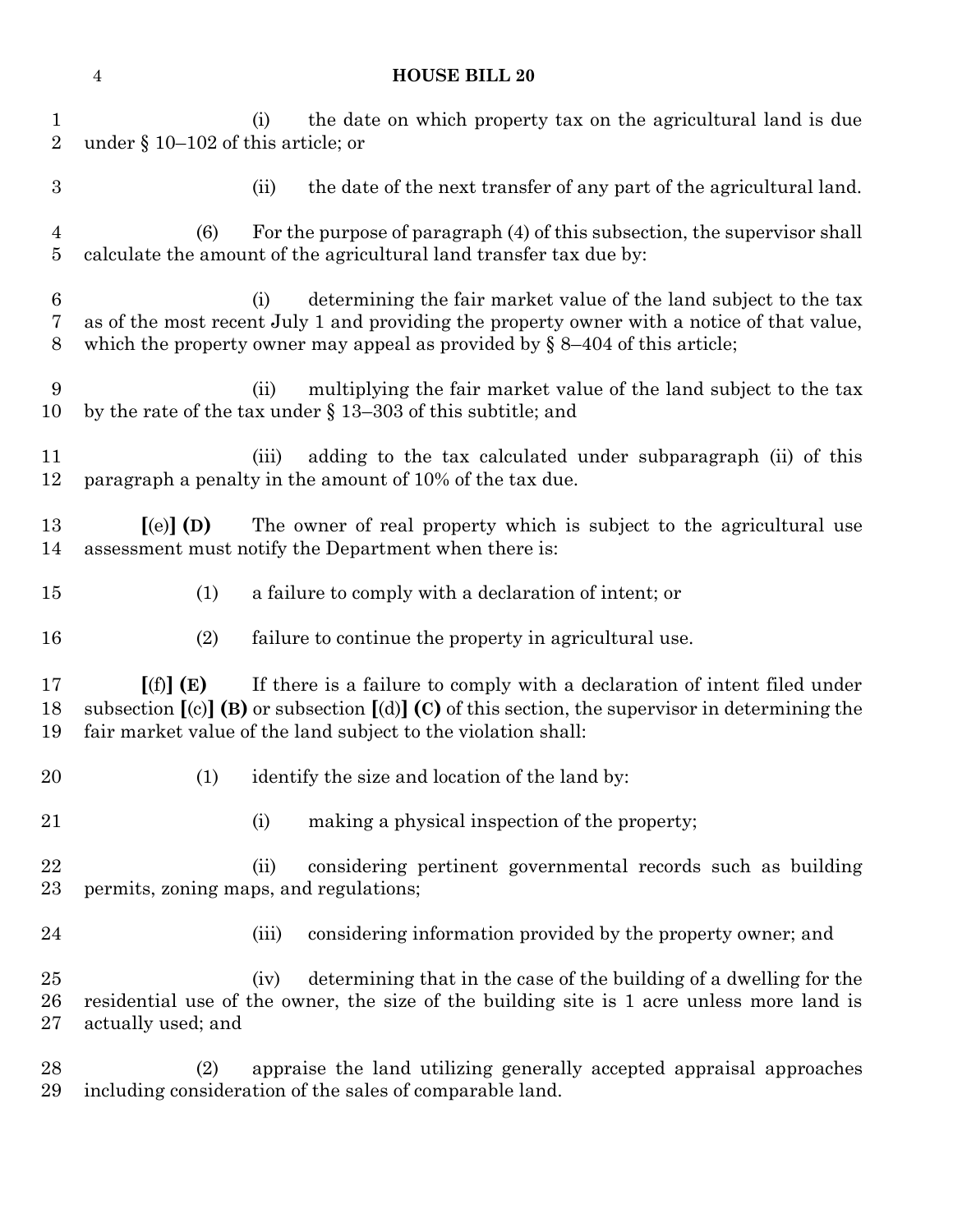(i) the date on which property tax on the agricultural land is due under § 10–102 of this article; or

(ii) the date of the next transfer of any part of the agricultural land.

(6) For the purpose of paragraph (4) of this subsection, the supervisor shall calculate the amount of the agricultural land transfer tax due by:

(i) determining the fair market value of the land subject to the tax as of the most recent July 1 and providing the property owner with a notice of that value, which the property owner may appeal as provided by § 8–404 of this article;

(ii) multiplying the fair market value of the land subject to the tax by the rate of the tax under § 13–303 of this subtitle; and

(iii) adding to the tax calculated under subparagraph (ii) of this paragraph a penalty in the amount of 10% of the tax due.

**[**(e)**] (D)** The owner of real property which is subject to the agricultural use assessment must notify the Department when there is:

(1) a failure to comply with a declaration of intent; or

(2) failure to continue the property in agricultural use.

**[**(f)**] (E)** If there is a failure to comply with a declaration of intent filed under subsection **[**(c)**] (B)** or subsection **[**(d)**] (C)** of this section, the supervisor in determining the fair market value of the land subject to the violation shall:

(1) identify the size and location of the land by:

(i) making a physical inspection of the property;

(ii) considering pertinent governmental records such as building permits, zoning maps, and regulations;

(iii) considering information provided by the property owner; and

(iv) determining that in the case of the building of a dwelling for the residential use of the owner, the size of the building site is 1 acre unless more land is actually used; and

(2) appraise the land utilizing generally accepted appraisal approaches including consideration of the sales of comparable land.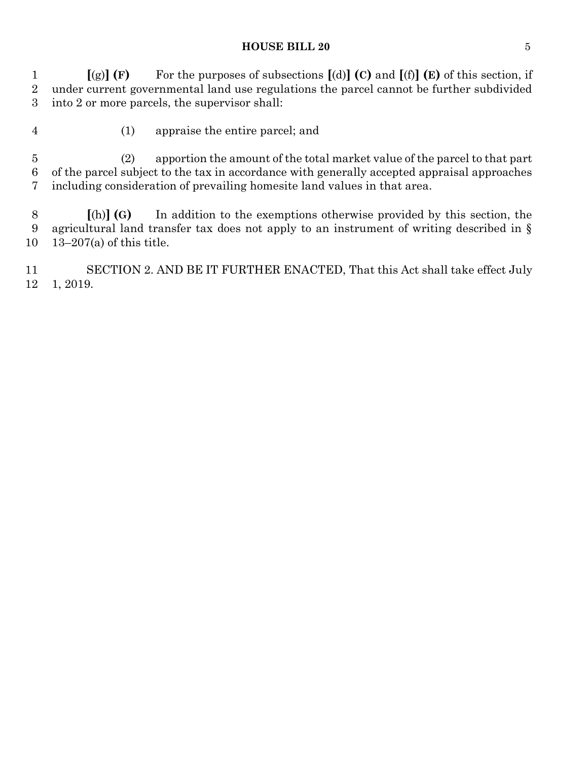**[**(g)**] (F)** For the purposes of subsections **[**(d)**] (C)** and **[**(f)**] (E)** of this section, if under current governmental land use regulations the parcel cannot be further subdivided into 2 or more parcels, the supervisor shall:

(1) appraise the entire parcel; and

(2) apportion the amount of the total market value of the parcel to that part of the parcel subject to the tax in accordance with generally accepted appraisal approaches including consideration of prevailing homesite land values in that area.

**[**(h)**] (G)** In addition to the exemptions otherwise provided by this section, the agricultural land transfer tax does not apply to an instrument of writing described in § 13–207(a) of this title.

SECTION 2. AND BE IT FURTHER ENACTED, That this Act shall take effect July 1, 2019.